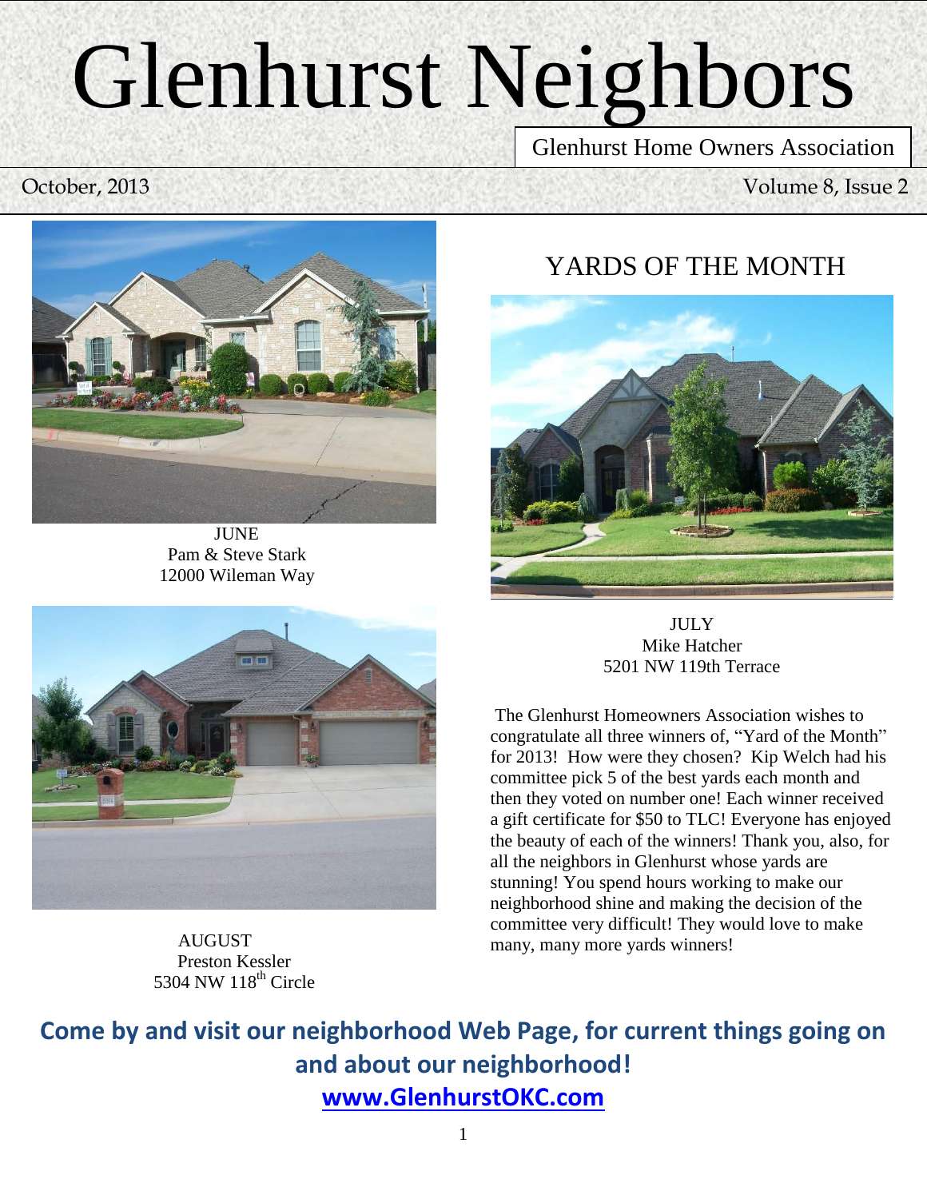# Glenhurst Neighbors

Glenhurst Home Owners Association

October, 2013

JUNE
Pam & Steve Stark
12000 Wileman Way

AUGUST
Preston Kessler
5304 NW 118th Circle

## YARDS OF THE MONTH

JULY
Mike Hatcher
5201 NW 119th Terrace

The Glenhurst Homeowners Association wishes to congratulate all three winners of, "Yard of the Month" for 2013! How were they chosen? Kip Welch had his committee pick 5 of the best yards each month and then they voted on number one! Each winner received a gift certificate for $50 to TLC! Everyone has enjoyed the beauty of each of the winners! Thank you, also, for all the neighbors in Glenhurst whose yards are stunning! You spend hours working to make our neighborhood shine and making the decision of the committee very difficult! They would love to make many, many more yards winners!

**Come by and visit our neighborhood Web Page, for current things going on and about our neighborhood!**

**www.GlenhurstOKC.com**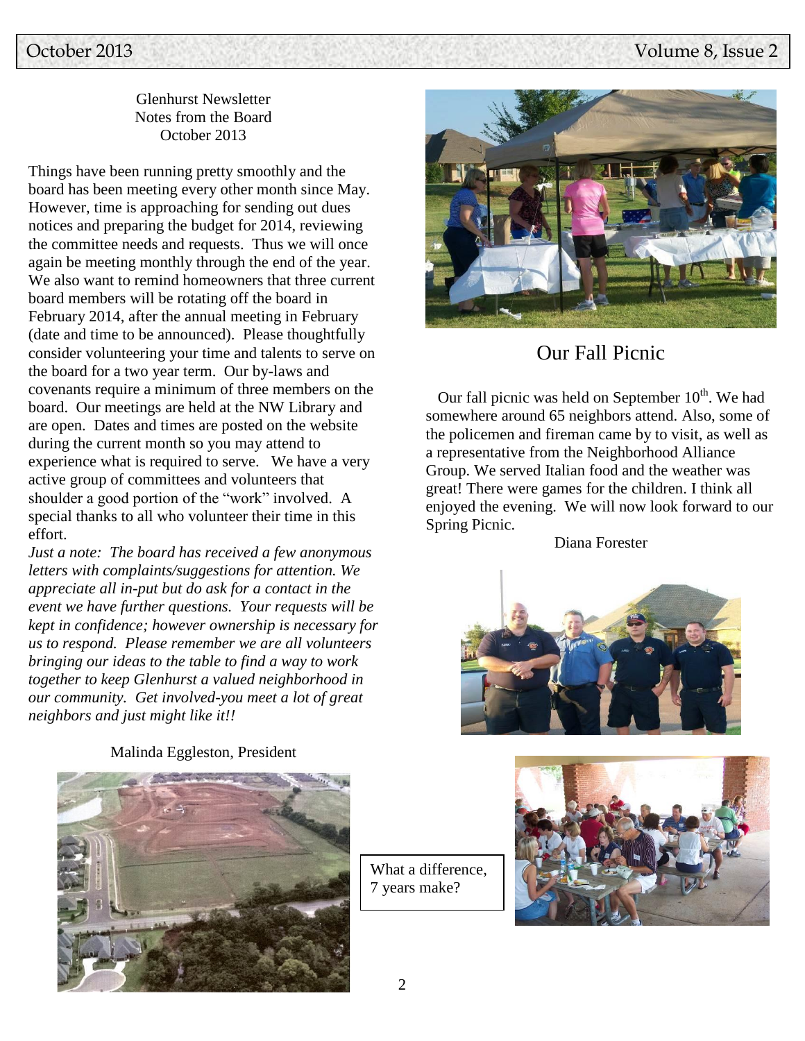Glenhurst Newsletter
Notes from the Board
October 2013

Things have been running pretty smoothly and the board has been meeting every other month since May. However, time is approaching for sending out dues notices and preparing the budget for 2014, reviewing the committee needs and requests. Thus we will once again be meeting monthly through the end of the year. We also want to remind homeowners that three current board members will be rotating off the board in February 2014, after the annual meeting in February (date and time to be announced). Please thoughtfully consider volunteering your time and talents to serve on the board for a two year term. Our by-laws and covenants require a minimum of three members on the board. Our meetings are held at the NW Library and are open. Dates and times are posted on the website during the current month so you may attend to experience what is required to serve. We have a very active group of committees and volunteers that shoulder a good portion of the "work" involved. A special thanks to all who volunteer their time in this effort.

*Just a note: The board has received a few anonymous letters with complaints/suggestions for attention. We appreciate all in-put but do ask for a contact in the event we have further questions. Your requests will be kept in confidence; however ownership is necessary for us to respond. Please remember we are all volunteers bringing our ideas to the table to find a way to work together to keep Glenhurst a valued neighborhood in our community. Get involved-you meet a lot of great neighbors and just might like it!!*

Malinda Eggleston, President

## Our Fall Picnic

Our fall picnic was held on September 10th. We had somewhere around 65 neighbors attend. Also, some of the policemen and fireman came by to visit, as well as a representative from the Neighborhood Alliance Group. We served Italian food and the weather was great! There were games for the children. I think all enjoyed the evening. We will now look forward to our Spring Picnic.

Diana Forester

What a difference, 7 years make?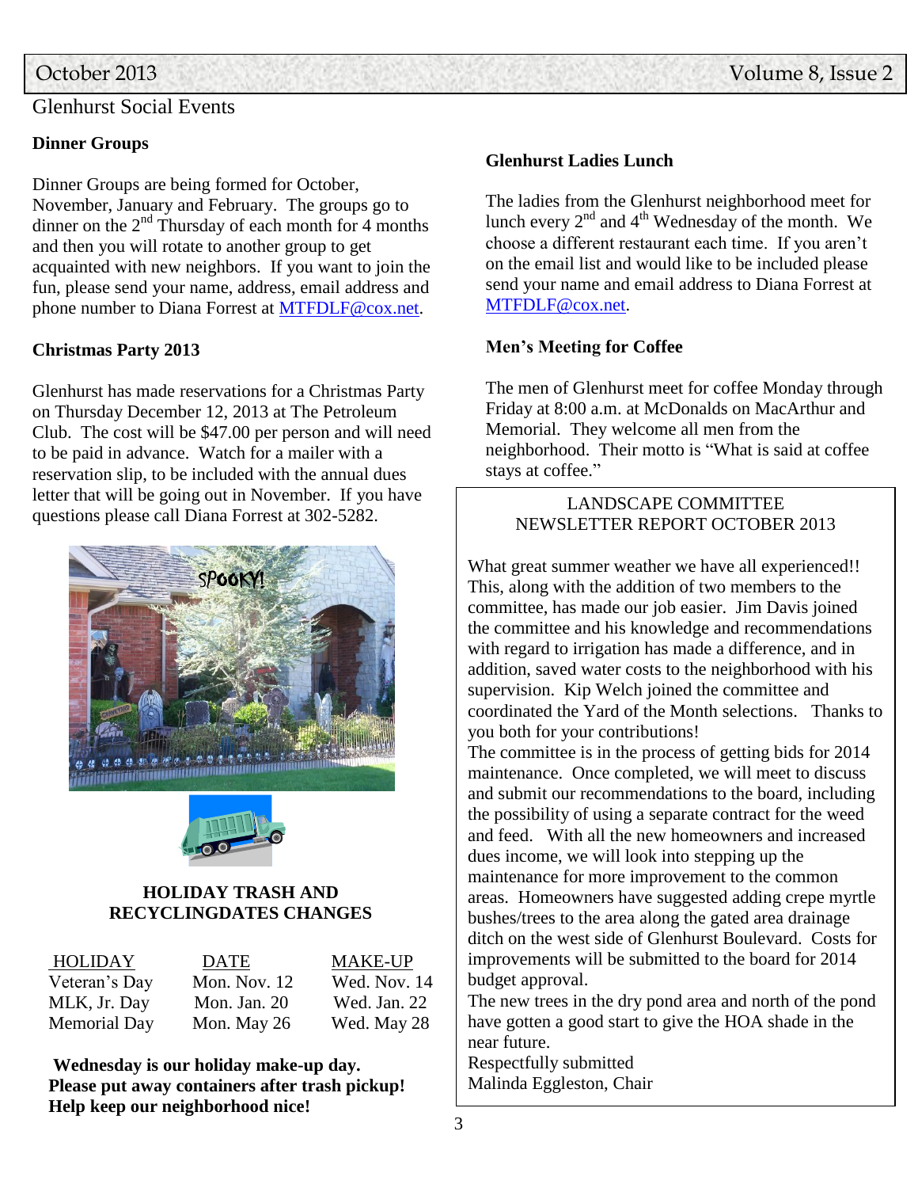# Glenhurst Social Events

### Dinner Groups

Dinner Groups are being formed for October, November, January and February. The groups go to dinner on the 2nd Thursday of each month for 4 months and then you will rotate to another group to get acquainted with new neighbors. If you want to join the fun, please send your name, address, email address and phone number to Diana Forrest at MTFDLF@cox.net.

### Christmas Party 2013

Glenhurst has made reservations for a Christmas Party on Thursday December 12, 2013 at The Petroleum Club. The cost will be $47.00 per person and will need to be paid in advance. Watch for a mailer with a reservation slip, to be included with the annual dues letter that will be going out in November. If you have questions please call Diana Forrest at 302-5282.

### HOLIDAY TRASH AND RECYCLINGDATES CHANGES

| HOLIDAY | DATE | MAKE-UP |
|---|---|---|
| Veteran's Day | Mon. Nov. 12 | Wed. Nov. 14 |
| MLK, Jr. Day | Mon. Jan. 20 | Wed. Jan. 22 |
| Memorial Day | Mon. May 26 | Wed. May 28 |

**Wednesday is our holiday make-up day.**
**Please put away containers after trash pickup!**
**Help keep our neighborhood nice!**

### Glenhurst Ladies Lunch

The ladies from the Glenhurst neighborhood meet for lunch every 2nd and 4th Wednesday of the month. We choose a different restaurant each time. If you aren't on the email list and would like to be included please send your name and email address to Diana Forrest at MTFDLF@cox.net.

### Men's Meeting for Coffee

The men of Glenhurst meet for coffee Monday through Friday at 8:00 a.m. at McDonalds on MacArthur and Memorial. They welcome all men from the neighborhood. Their motto is "What is said at coffee stays at coffee."

### LANDSCAPE COMMITTEE NEWSLETTER REPORT OCTOBER 2013

What great summer weather we have all experienced!! This, along with the addition of two members to the committee, has made our job easier. Jim Davis joined the committee and his knowledge and recommendations with regard to irrigation has made a difference, and in addition, saved water costs to the neighborhood with his supervision. Kip Welch joined the committee and coordinated the Yard of the Month selections. Thanks to you both for your contributions!

The committee is in the process of getting bids for 2014 maintenance. Once completed, we will meet to discuss and submit our recommendations to the board, including the possibility of using a separate contract for the weed and feed. With all the new homeowners and increased dues income, we will look into stepping up the maintenance for more improvement to the common areas. Homeowners have suggested adding crepe myrtle bushes/trees to the area along the gated area drainage ditch on the west side of Glenhurst Boulevard. Costs for improvements will be submitted to the board for 2014 budget approval.

The new trees in the dry pond area and north of the pond have gotten a good start to give the HOA shade in the near future.

Respectfully submitted
Malinda Eggleston, Chair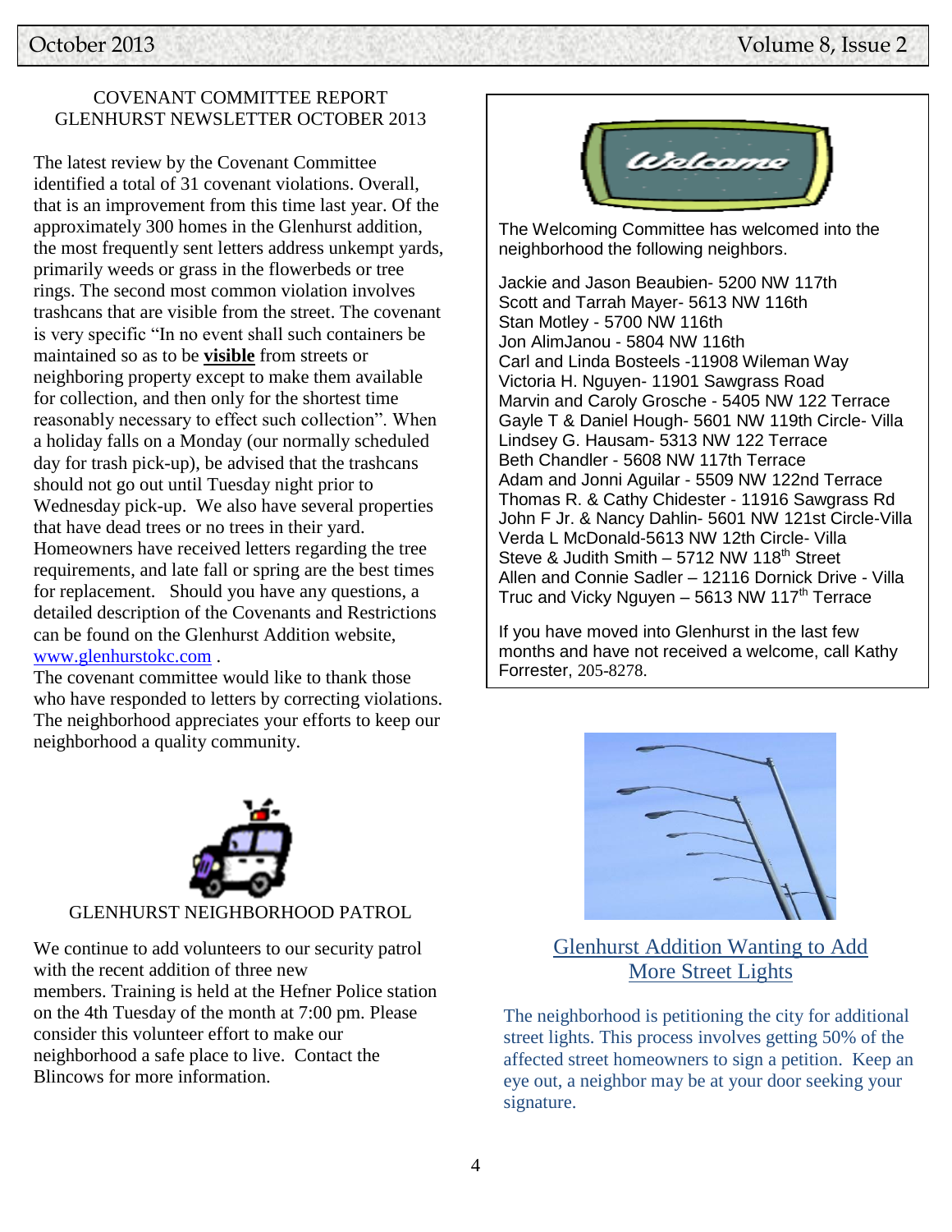## COVENANT COMMITTEE REPORT
## GLENHURST NEWSLETTER OCTOBER 2013

The latest review by the Covenant Committee identified a total of 31 covenant violations. Overall, that is an improvement from this time last year. Of the approximately 300 homes in the Glenhurst addition, the most frequently sent letters address unkempt yards, primarily weeds or grass in the flowerbeds or tree rings. The second most common violation involves trashcans that are visible from the street. The covenant is very specific "In no event shall such containers be maintained so as to be **visible** from streets or neighboring property except to make them available for collection, and then only for the shortest time reasonably necessary to effect such collection". When a holiday falls on a Monday (our normally scheduled day for trash pick-up), be advised that the trashcans should not go out until Tuesday night prior to Wednesday pick-up. We also have several properties that have dead trees or no trees in their yard. Homeowners have received letters regarding the tree requirements, and late fall or spring are the best times for replacement. Should you have any questions, a detailed description of the Covenants and Restrictions can be found on the Glenhurst Addition website, www.glenhurstokc.com .

The covenant committee would like to thank those who responded to letters by correcting violations. The neighborhood appreciates your efforts to keep our neighborhood a quality community.

## GLENHURST NEIGHBORHOOD PATROL

We continue to add volunteers to our security patrol with the recent addition of three new members. Training is held at the Hefner Police station on the 4th Tuesday of the month at 7:00 pm. Please consider this volunteer effort to make our neighborhood a safe place to live. Contact the Blincows for more information.

## Welcome

The Welcoming Committee has welcomed into the neighborhood the following neighbors.

Jackie and Jason Beaubien- 5200 NW 117th
Scott and Tarrah Mayer- 5613 NW 116th
Stan Motley - 5700 NW 116th
Jon AlimJanou - 5804 NW 116th
Carl and Linda Bosteels -11908 Wileman Way
Victoria H. Nguyen- 11901 Sawgrass Road
Marvin and Caroly Grosche - 5405 NW 122 Terrace
Gayle T & Daniel Hough- 5601 NW 119th Circle- Villa
Lindsey G. Hausam- 5313 NW 122 Terrace
Beth Chandler - 5608 NW 117th Terrace
Adam and Jonni Aguilar - 5509 NW 122nd Terrace
Thomas R. & Cathy Chidester - 11916 Sawgrass Rd
John F Jr. & Nancy Dahlin- 5601 NW 121st Circle-Villa
Verda L McDonald-5613 NW 12th Circle- Villa
Steve & Judith Smith – 5712 NW 118th Street
Allen and Connie Sadler – 12116 Dornick Drive - Villa
Truc and Vicky Nguyen – 5613 NW 117th Terrace

If you have moved into Glenhurst in the last few months and have not received a welcome, call Kathy Forrester, 205-8278.

## Glenhurst Addition Wanting to Add More Street Lights

The neighborhood is petitioning the city for additional street lights. This process involves getting 50% of the affected street homeowners to sign a petition. Keep an eye out, a neighbor may be at your door seeking your signature.